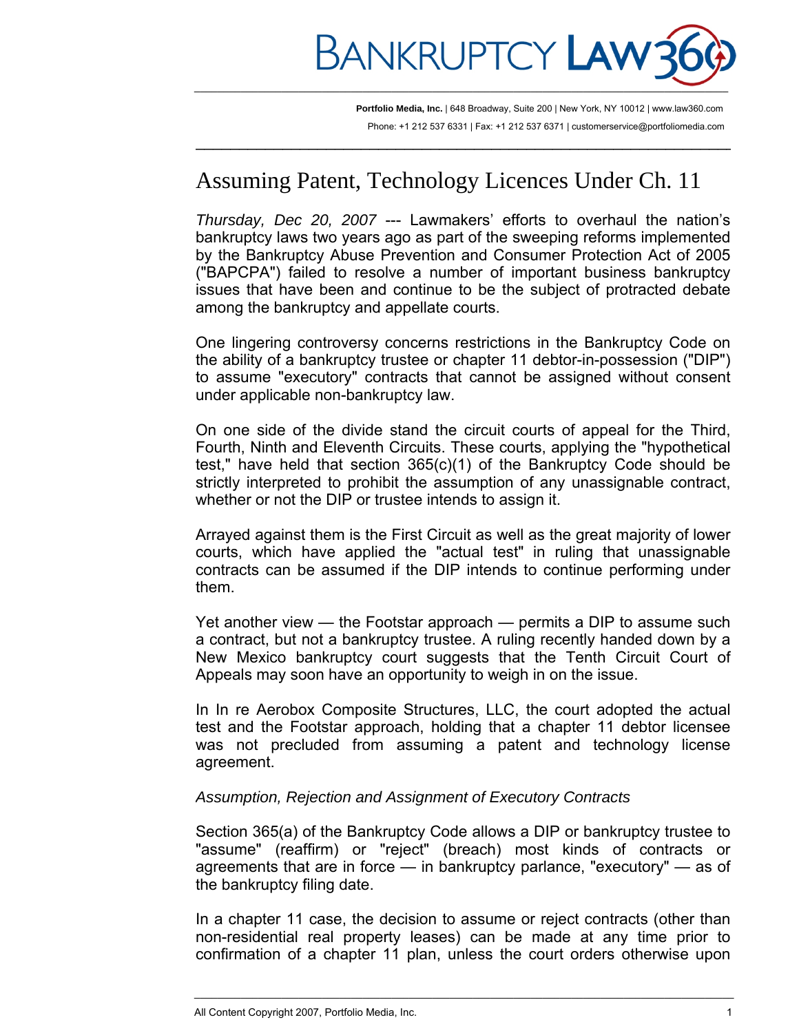# Assuming Patent, Technology Licences Under Ch. 11

*Thursday, Dec 20, 2007* --- Lawmakers' efforts to overhaul the nation's bankruptcy laws two years ago as part of the sweeping reforms implemented by the Bankruptcy Abuse Prevention and Consumer Protection Act of 2005 ("BAPCPA") failed to resolve a number of important business bankruptcy issues that have been and continue to be the subject of protracted debate among the bankruptcy and appellate courts.

One lingering controversy concerns restrictions in the Bankruptcy Code on the ability of a bankruptcy trustee or chapter 11 debtor-in-possession ("DIP") to assume "executory" contracts that cannot be assigned without consent under applicable non-bankruptcy law.

On one side of the divide stand the circuit courts of appeal for the Third, Fourth, Ninth and Eleventh Circuits. These courts, applying the "hypothetical test," have held that section 365(c)(1) of the Bankruptcy Code should be strictly interpreted to prohibit the assumption of any unassignable contract, whether or not the DIP or trustee intends to assign it.

Arrayed against them is the First Circuit as well as the great majority of lower courts, which have applied the "actual test" in ruling that unassignable contracts can be assumed if the DIP intends to continue performing under them.

Yet another view — the Footstar approach — permits a DIP to assume such a contract, but not a bankruptcy trustee. A ruling recently handed down by a New Mexico bankruptcy court suggests that the Tenth Circuit Court of Appeals may soon have an opportunity to weigh in on the issue.

In In re Aerobox Composite Structures, LLC, the court adopted the actual test and the Footstar approach, holding that a chapter 11 debtor licensee was not precluded from assuming a patent and technology license agreement.

*Assumption, Rejection and Assignment of Executory Contracts*

Section 365(a) of the Bankruptcy Code allows a DIP or bankruptcy trustee to "assume" (reaffirm) or "reject" (breach) most kinds of contracts or agreements that are in force — in bankruptcy parlance, "executory" — as of the bankruptcy filing date.

In a chapter 11 case, the decision to assume or reject contracts (other than non-residential real property leases) can be made at any time prior to confirmation of a chapter 11 plan, unless the court orders otherwise upon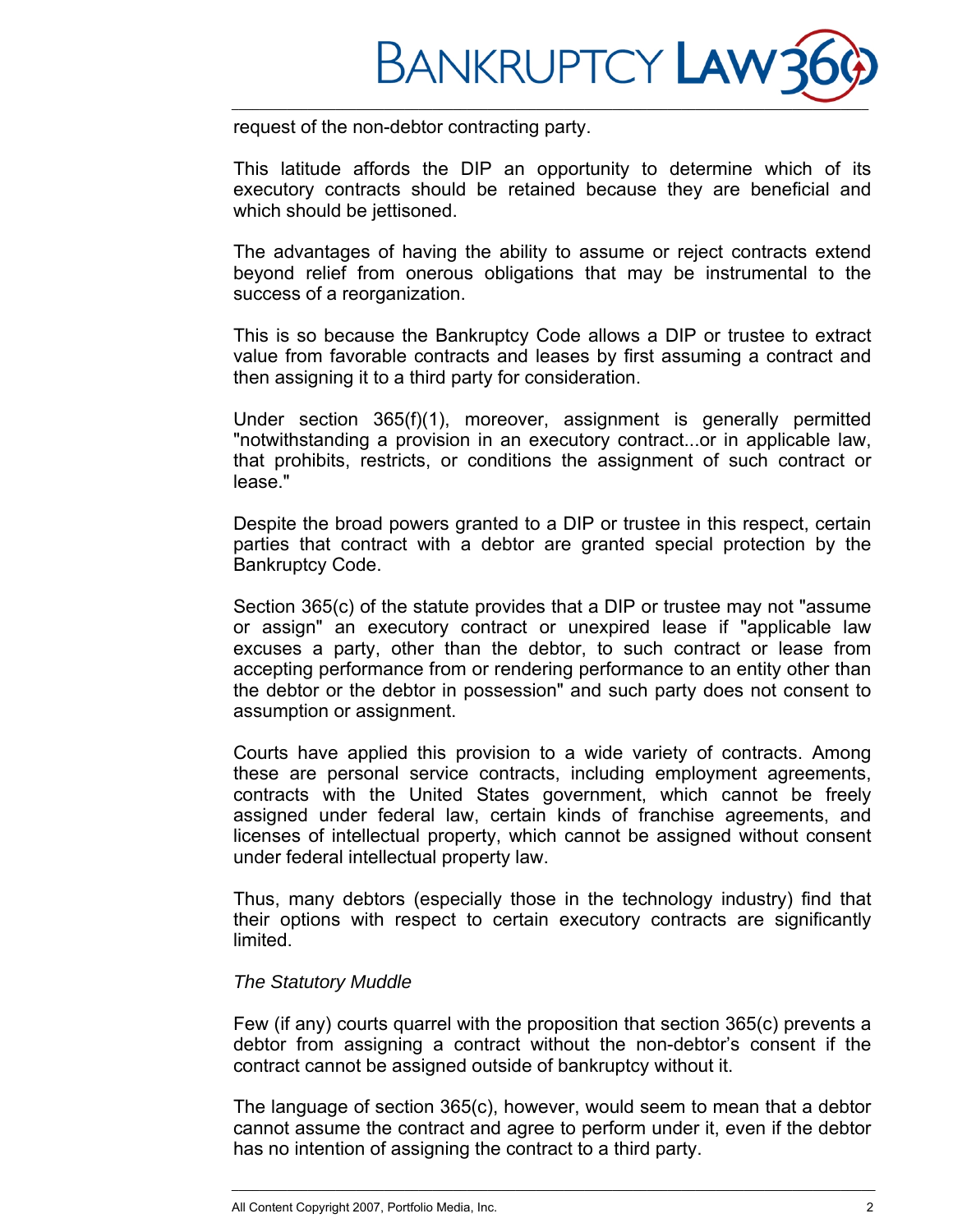request of the non-debtor contracting party.

This latitude affords the DIP an opportunity to determine which of its executory contracts should be retained because they are beneficial and which should be jettisoned.

The advantages of having the ability to assume or reject contracts extend beyond relief from onerous obligations that may be instrumental to the success of a reorganization.

This is so because the Bankruptcy Code allows a DIP or trustee to extract value from favorable contracts and leases by first assuming a contract and then assigning it to a third party for consideration.

Under section 365(f)(1), moreover, assignment is generally permitted "notwithstanding a provision in an executory contract...or in applicable law, that prohibits, restricts, or conditions the assignment of such contract or lease."

Despite the broad powers granted to a DIP or trustee in this respect, certain parties that contract with a debtor are granted special protection by the Bankruptcy Code.

Section 365(c) of the statute provides that a DIP or trustee may not "assume or assign" an executory contract or unexpired lease if "applicable law excuses a party, other than the debtor, to such contract or lease from accepting performance from or rendering performance to an entity other than the debtor or the debtor in possession" and such party does not consent to assumption or assignment.

Courts have applied this provision to a wide variety of contracts. Among these are personal service contracts, including employment agreements, contracts with the United States government, which cannot be freely assigned under federal law, certain kinds of franchise agreements, and licenses of intellectual property, which cannot be assigned without consent under federal intellectual property law.

Thus, many debtors (especially those in the technology industry) find that their options with respect to certain executory contracts are significantly limited.

*The Statutory Muddle*

Few (if any) courts quarrel with the proposition that section 365(c) prevents a debtor from assigning a contract without the non-debtor's consent if the contract cannot be assigned outside of bankruptcy without it.

The language of section 365(c), however, would seem to mean that a debtor cannot assume the contract and agree to perform under it, even if the debtor has no intention of assigning the contract to a third party.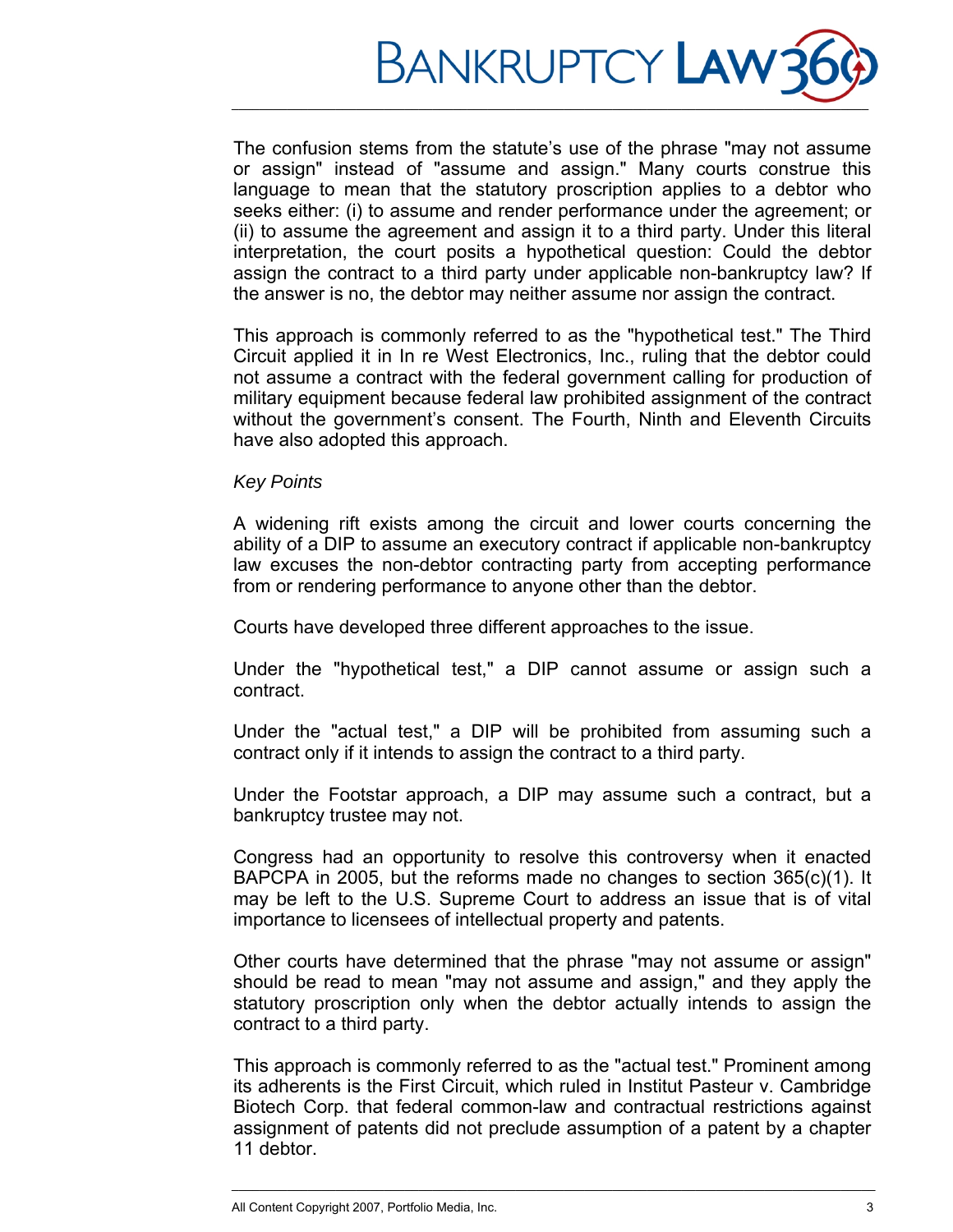The confusion stems from the statute's use of the phrase "may not assume or assign" instead of "assume and assign." Many courts construe this language to mean that the statutory proscription applies to a debtor who seeks either: (i) to assume and render performance under the agreement; or (ii) to assume the agreement and assign it to a third party. Under this literal interpretation, the court posits a hypothetical question: Could the debtor assign the contract to a third party under applicable non-bankruptcy law? If the answer is no, the debtor may neither assume nor assign the contract.

This approach is commonly referred to as the "hypothetical test." The Third Circuit applied it in In re West Electronics, Inc., ruling that the debtor could not assume a contract with the federal government calling for production of military equipment because federal law prohibited assignment of the contract without the government's consent. The Fourth, Ninth and Eleventh Circuits have also adopted this approach.

*Key Points*

A widening rift exists among the circuit and lower courts concerning the ability of a DIP to assume an executory contract if applicable non-bankruptcy law excuses the non-debtor contracting party from accepting performance from or rendering performance to anyone other than the debtor.

Courts have developed three different approaches to the issue.

Under the "hypothetical test," a DIP cannot assume or assign such a contract.

Under the "actual test," a DIP will be prohibited from assuming such a contract only if it intends to assign the contract to a third party.

Under the Footstar approach, a DIP may assume such a contract, but a bankruptcy trustee may not.

Congress had an opportunity to resolve this controversy when it enacted BAPCPA in 2005, but the reforms made no changes to section 365(c)(1). It may be left to the U.S. Supreme Court to address an issue that is of vital importance to licensees of intellectual property and patents.

Other courts have determined that the phrase "may not assume or assign" should be read to mean "may not assume and assign," and they apply the statutory proscription only when the debtor actually intends to assign the contract to a third party.

This approach is commonly referred to as the "actual test." Prominent among its adherents is the First Circuit, which ruled in Institut Pasteur v. Cambridge Biotech Corp. that federal common-law and contractual restrictions against assignment of patents did not preclude assumption of a patent by a chapter 11 debtor.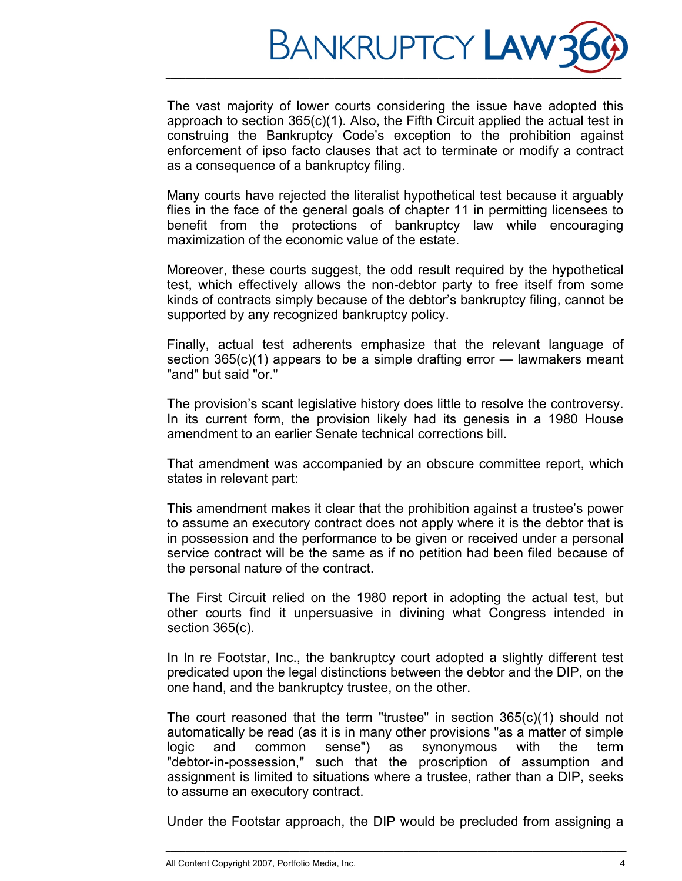The vast majority of lower courts considering the issue have adopted this approach to section 365(c)(1). Also, the Fifth Circuit applied the actual test in construing the Bankruptcy Code's exception to the prohibition against enforcement of ipso facto clauses that act to terminate or modify a contract as a consequence of a bankruptcy filing.

Many courts have rejected the literalist hypothetical test because it arguably flies in the face of the general goals of chapter 11 in permitting licensees to benefit from the protections of bankruptcy law while encouraging maximization of the economic value of the estate.

Moreover, these courts suggest, the odd result required by the hypothetical test, which effectively allows the non-debtor party to free itself from some kinds of contracts simply because of the debtor's bankruptcy filing, cannot be supported by any recognized bankruptcy policy.

Finally, actual test adherents emphasize that the relevant language of section 365(c)(1) appears to be a simple drafting error — lawmakers meant "and" but said "or."

The provision's scant legislative history does little to resolve the controversy. In its current form, the provision likely had its genesis in a 1980 House amendment to an earlier Senate technical corrections bill.

That amendment was accompanied by an obscure committee report, which states in relevant part:

This amendment makes it clear that the prohibition against a trustee's power to assume an executory contract does not apply where it is the debtor that is in possession and the performance to be given or received under a personal service contract will be the same as if no petition had been filed because of the personal nature of the contract.

The First Circuit relied on the 1980 report in adopting the actual test, but other courts find it unpersuasive in divining what Congress intended in section 365(c).

In In re Footstar, Inc., the bankruptcy court adopted a slightly different test predicated upon the legal distinctions between the debtor and the DIP, on the one hand, and the bankruptcy trustee, on the other.

The court reasoned that the term "trustee" in section 365(c)(1) should not automatically be read (as it is in many other provisions "as a matter of simple logic and common sense") as synonymous with the term "debtor-in-possession," such that the proscription of assumption and assignment is limited to situations where a trustee, rather than a DIP, seeks to assume an executory contract.

Under the Footstar approach, the DIP would be precluded from assigning a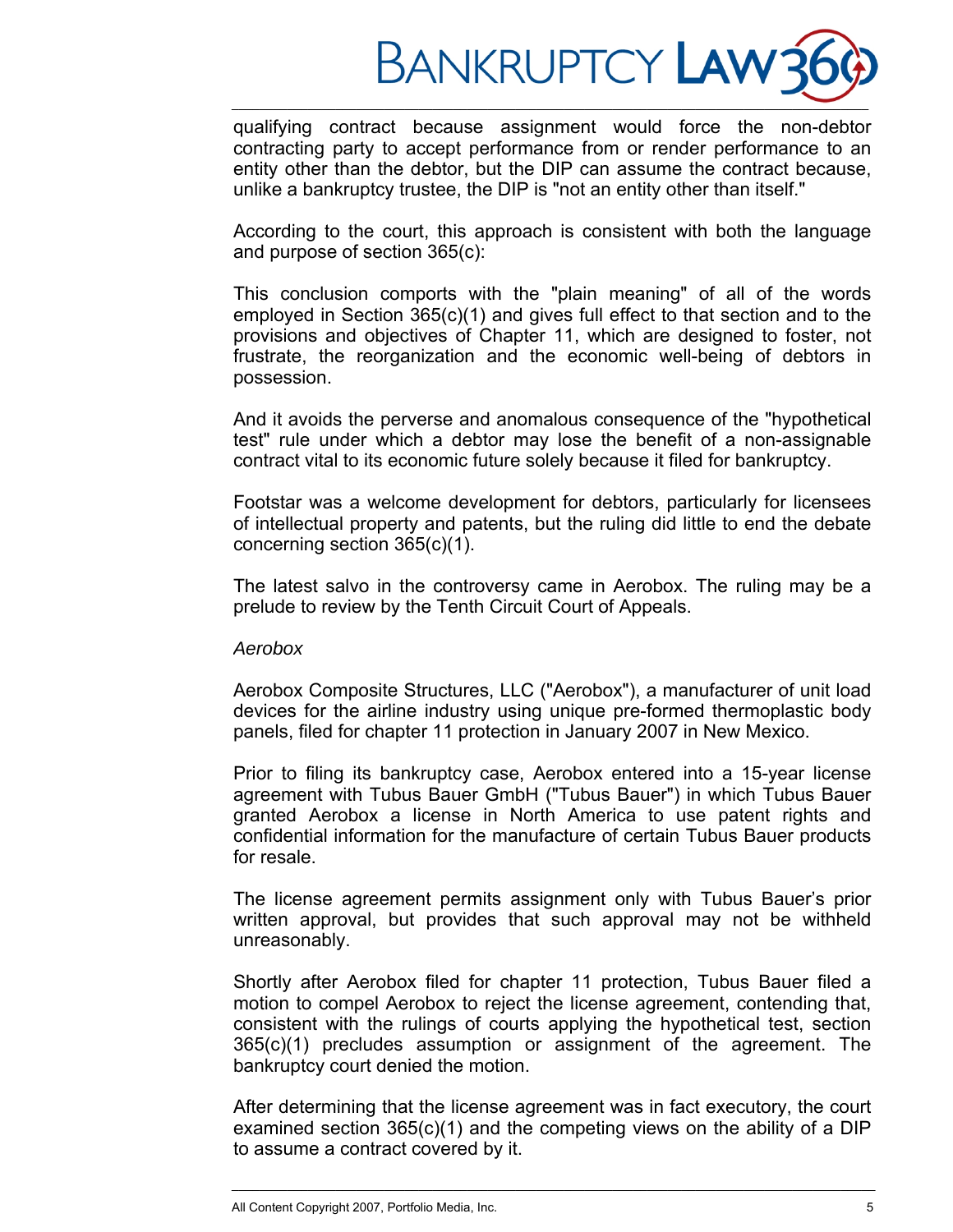qualifying contract because assignment would force the non-debtor contracting party to accept performance from or render performance to an entity other than the debtor, but the DIP can assume the contract because, unlike a bankruptcy trustee, the DIP is "not an entity other than itself."

According to the court, this approach is consistent with both the language and purpose of section 365(c):

This conclusion comports with the "plain meaning" of all of the words employed in Section 365(c)(1) and gives full effect to that section and to the provisions and objectives of Chapter 11, which are designed to foster, not frustrate, the reorganization and the economic well-being of debtors in possession.

And it avoids the perverse and anomalous consequence of the "hypothetical test" rule under which a debtor may lose the benefit of a non-assignable contract vital to its economic future solely because it filed for bankruptcy.

Footstar was a welcome development for debtors, particularly for licensees of intellectual property and patents, but the ruling did little to end the debate concerning section 365(c)(1).

The latest salvo in the controversy came in Aerobox. The ruling may be a prelude to review by the Tenth Circuit Court of Appeals.

*Aerobox*

Aerobox Composite Structures, LLC ("Aerobox"), a manufacturer of unit load devices for the airline industry using unique pre-formed thermoplastic body panels, filed for chapter 11 protection in January 2007 in New Mexico.

Prior to filing its bankruptcy case, Aerobox entered into a 15-year license agreement with Tubus Bauer GmbH ("Tubus Bauer") in which Tubus Bauer granted Aerobox a license in North America to use patent rights and confidential information for the manufacture of certain Tubus Bauer products for resale.

The license agreement permits assignment only with Tubus Bauer's prior written approval, but provides that such approval may not be withheld unreasonably.

Shortly after Aerobox filed for chapter 11 protection, Tubus Bauer filed a motion to compel Aerobox to reject the license agreement, contending that, consistent with the rulings of courts applying the hypothetical test, section 365(c)(1) precludes assumption or assignment of the agreement. The bankruptcy court denied the motion.

After determining that the license agreement was in fact executory, the court examined section 365(c)(1) and the competing views on the ability of a DIP to assume a contract covered by it.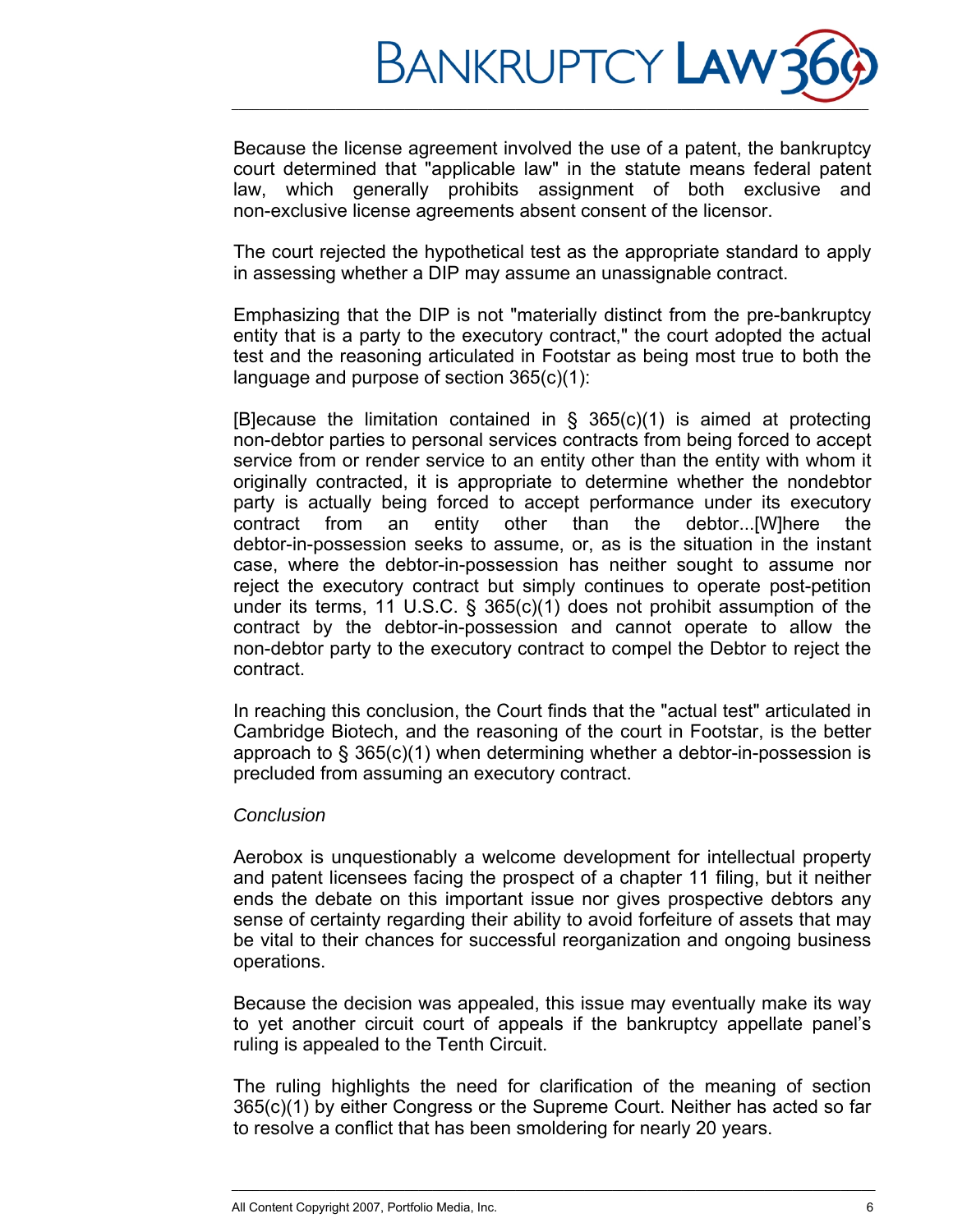Because the license agreement involved the use of a patent, the bankruptcy court determined that "applicable law" in the statute means federal patent law, which generally prohibits assignment of both exclusive and non-exclusive license agreements absent consent of the licensor.

The court rejected the hypothetical test as the appropriate standard to apply in assessing whether a DIP may assume an unassignable contract.

Emphasizing that the DIP is not "materially distinct from the pre-bankruptcy entity that is a party to the executory contract," the court adopted the actual test and the reasoning articulated in Footstar as being most true to both the language and purpose of section 365(c)(1):

[B]ecause the limitation contained in § 365(c)(1) is aimed at protecting non-debtor parties to personal services contracts from being forced to accept service from or render service to an entity other than the entity with whom it originally contracted, it is appropriate to determine whether the nondebtor party is actually being forced to accept performance under its executory contract from an entity other than the debtor...[W]here the debtor-in-possession seeks to assume, or, as is the situation in the instant case, where the debtor-in-possession has neither sought to assume nor reject the executory contract but simply continues to operate post-petition under its terms, 11 U.S.C. § 365(c)(1) does not prohibit assumption of the contract by the debtor-in-possession and cannot operate to allow the non-debtor party to the executory contract to compel the Debtor to reject the contract.

In reaching this conclusion, the Court finds that the "actual test" articulated in Cambridge Biotech, and the reasoning of the court in Footstar, is the better approach to § 365(c)(1) when determining whether a debtor-in-possession is precluded from assuming an executory contract.

*Conclusion*

Aerobox is unquestionably a welcome development for intellectual property and patent licensees facing the prospect of a chapter 11 filing, but it neither ends the debate on this important issue nor gives prospective debtors any sense of certainty regarding their ability to avoid forfeiture of assets that may be vital to their chances for successful reorganization and ongoing business operations.

Because the decision was appealed, this issue may eventually make its way to yet another circuit court of appeals if the bankruptcy appellate panel's ruling is appealed to the Tenth Circuit.

The ruling highlights the need for clarification of the meaning of section 365(c)(1) by either Congress or the Supreme Court. Neither has acted so far to resolve a conflict that has been smoldering for nearly 20 years.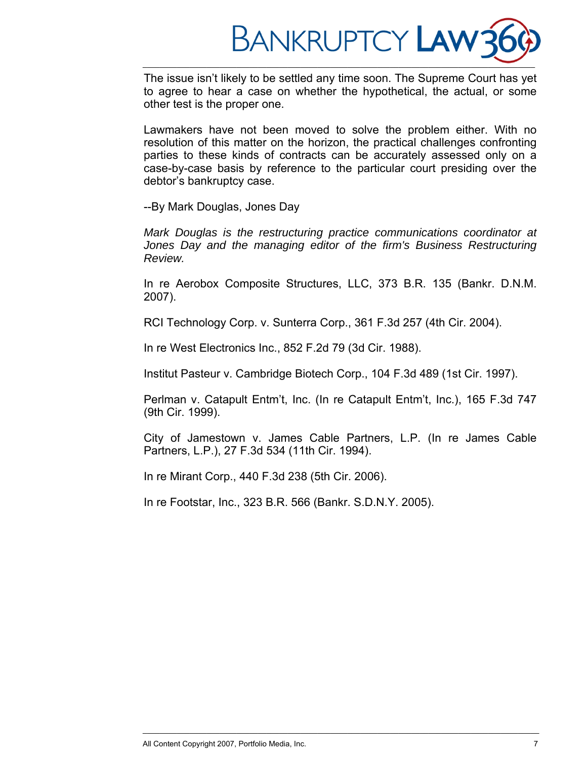The issue isn't likely to be settled any time soon. The Supreme Court has yet to agree to hear a case on whether the hypothetical, the actual, or some other test is the proper one.

Lawmakers have not been moved to solve the problem either. With no resolution of this matter on the horizon, the practical challenges confronting parties to these kinds of contracts can be accurately assessed only on a case-by-case basis by reference to the particular court presiding over the debtor's bankruptcy case.

--By Mark Douglas, Jones Day

*Mark Douglas is the restructuring practice communications coordinator at Jones Day and the managing editor of the firm's Business Restructuring Review.*

In re Aerobox Composite Structures, LLC, 373 B.R. 135 (Bankr. D.N.M. 2007).

RCI Technology Corp. v. Sunterra Corp., 361 F.3d 257 (4th Cir. 2004).

In re West Electronics Inc., 852 F.2d 79 (3d Cir. 1988).

Institut Pasteur v. Cambridge Biotech Corp., 104 F.3d 489 (1st Cir. 1997).

Perlman v. Catapult Entm't, Inc. (In re Catapult Entm't, Inc.), 165 F.3d 747 (9th Cir. 1999).

City of Jamestown v. James Cable Partners, L.P. (In re James Cable Partners, L.P.), 27 F.3d 534 (11th Cir. 1994).

In re Mirant Corp., 440 F.3d 238 (5th Cir. 2006).

In re Footstar, Inc., 323 B.R. 566 (Bankr. S.D.N.Y. 2005).